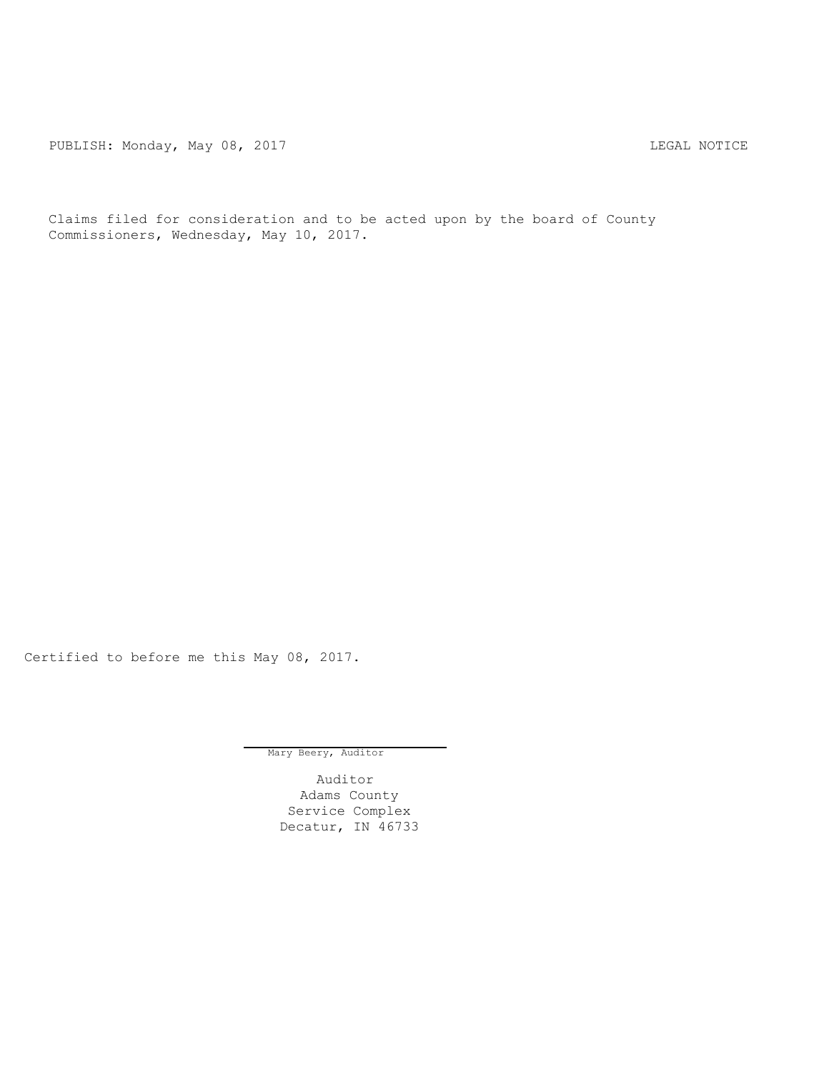PUBLISH: Monday, May 08, 2017 LEGAL NOTICE

Claims filed for consideration and to be acted upon by the board of County Commissioners, Wednesday, May 10, 2017.

Certified to before me this May 08, 2017.

Mary Beery, Auditor

Auditor
Adams County
Service Complex
Decatur, IN 46733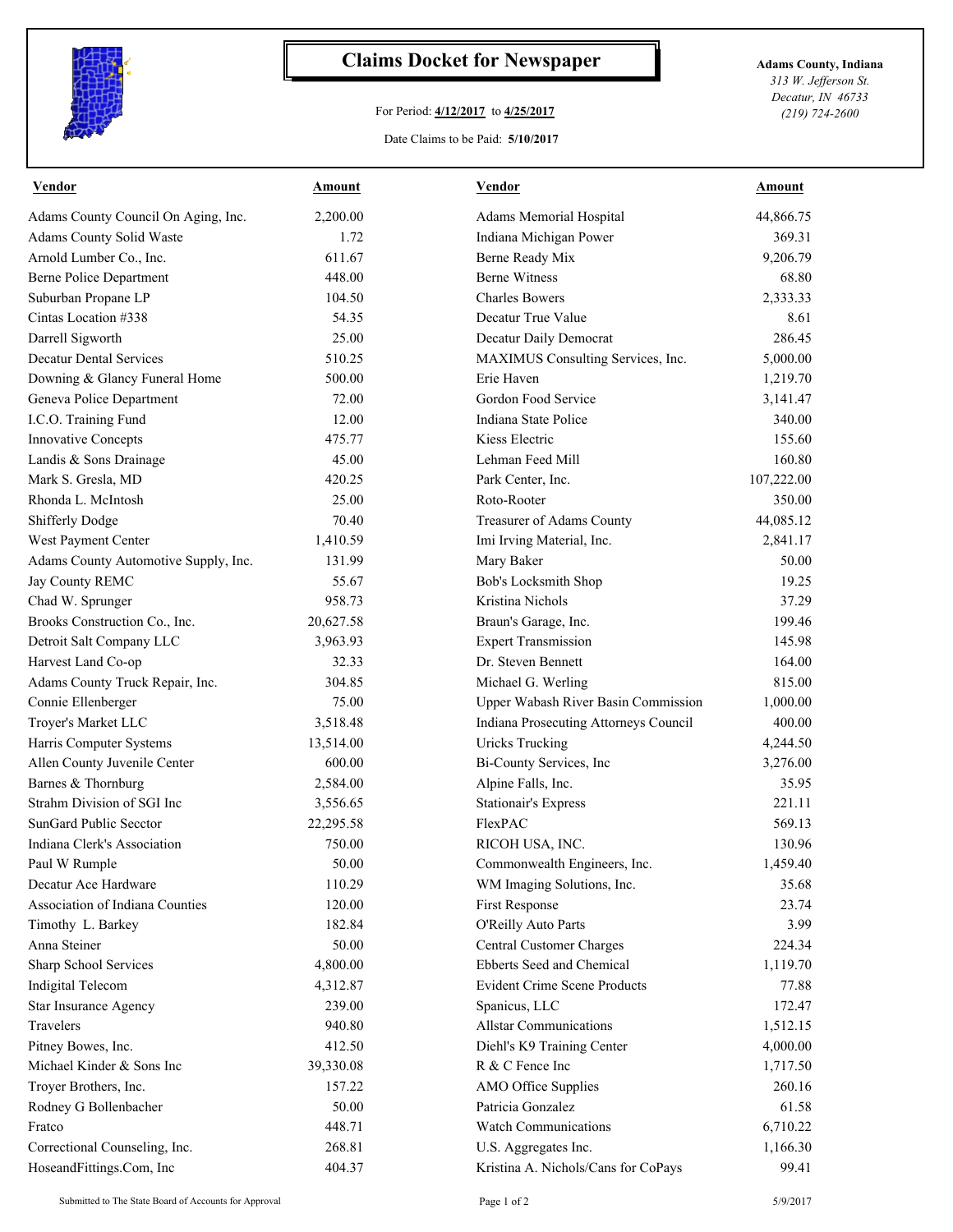# Claims Docket for Newspaper

For Period: **4/12/2017** to **4/25/2017**

Date Claims to be Paid: **5/10/2017**

**Adams County, Indiana**
*313 W. Jefferson St.*
*Decatur, IN 46733*
*(219) 724-2600*

| Vendor | Amount | Vendor | Amount |
|---|---|---|---|
| Adams County Council On Aging, Inc. | 2,200.00 | Adams Memorial Hospital | 44,866.75 |
| Adams County Solid Waste | 1.72 | Indiana Michigan Power | 369.31 |
| Arnold Lumber Co., Inc. | 611.67 | Berne Ready Mix | 9,206.79 |
| Berne Police Department | 448.00 | Berne Witness | 68.80 |
| Suburban Propane LP | 104.50 | Charles Bowers | 2,333.33 |
| Cintas Location #338 | 54.35 | Decatur True Value | 8.61 |
| Darrell Sigworth | 25.00 | Decatur Daily Democrat | 286.45 |
| Decatur Dental Services | 510.25 | MAXIMUS Consulting Services, Inc. | 5,000.00 |
| Downing & Glancy Funeral Home | 500.00 | Erie Haven | 1,219.70 |
| Geneva Police Department | 72.00 | Gordon Food Service | 3,141.47 |
| I.C.O. Training Fund | 12.00 | Indiana State Police | 340.00 |
| Innovative Concepts | 475.77 | Kiess Electric | 155.60 |
| Landis & Sons Drainage | 45.00 | Lehman Feed Mill | 160.80 |
| Mark S. Gresla, MD | 420.25 | Park Center, Inc. | 107,222.00 |
| Rhonda L. McIntosh | 25.00 | Roto-Rooter | 350.00 |
| Shifferly Dodge | 70.40 | Treasurer of Adams County | 44,085.12 |
| West Payment Center | 1,410.59 | Imi Irving Material, Inc. | 2,841.17 |
| Adams County Automotive Supply, Inc. | 131.99 | Mary Baker | 50.00 |
| Jay County REMC | 55.67 | Bob's Locksmith Shop | 19.25 |
| Chad W. Sprunger | 958.73 | Kristina Nichols | 37.29 |
| Brooks Construction Co., Inc. | 20,627.58 | Braun's Garage, Inc. | 199.46 |
| Detroit Salt Company LLC | 3,963.93 | Expert Transmission | 145.98 |
| Harvest Land Co-op | 32.33 | Dr. Steven Bennett | 164.00 |
| Adams County Truck Repair, Inc. | 304.85 | Michael G. Werling | 815.00 |
| Connie Ellenberger | 75.00 | Upper Wabash River Basin Commission | 1,000.00 |
| Troyer's Market LLC | 3,518.48 | Indiana Prosecuting Attorneys Council | 400.00 |
| Harris Computer Systems | 13,514.00 | Uricks Trucking | 4,244.50 |
| Allen County Juvenile Center | 600.00 | Bi-County Services, Inc | 3,276.00 |
| Barnes & Thornburg | 2,584.00 | Alpine Falls, Inc. | 35.95 |
| Strahm Division of SGI Inc | 3,556.65 | Stationair's Express | 221.11 |
| SunGard Public Secctor | 22,295.58 | FlexPAC | 569.13 |
| Indiana Clerk's Association | 750.00 | RICOH USA, INC. | 130.96 |
| Paul W Rumple | 50.00 | Commonwealth Engineers, Inc. | 1,459.40 |
| Decatur Ace Hardware | 110.29 | WM Imaging Solutions, Inc. | 35.68 |
| Association of Indiana Counties | 120.00 | First Response | 23.74 |
| Timothy L. Barkey | 182.84 | O'Reilly Auto Parts | 3.99 |
| Anna Steiner | 50.00 | Central Customer Charges | 224.34 |
| Sharp School Services | 4,800.00 | Ebberts Seed and Chemical | 1,119.70 |
| Indigital Telecom | 4,312.87 | Evident Crime Scene Products | 77.88 |
| Star Insurance Agency | 239.00 | Spanicus, LLC | 172.47 |
| Travelers | 940.80 | Allstar Communications | 1,512.15 |
| Pitney Bowes, Inc. | 412.50 | Diehl's K9 Training Center | 4,000.00 |
| Michael Kinder & Sons Inc | 39,330.08 | R & C Fence Inc | 1,717.50 |
| Troyer Brothers, Inc. | 157.22 | AMO Office Supplies | 260.16 |
| Rodney G Bollenbacher | 50.00 | Patricia Gonzalez | 61.58 |
| Fratco | 448.71 | Watch Communications | 6,710.22 |
| Correctional Counseling, Inc. | 268.81 | U.S. Aggregates Inc. | 1,166.30 |
| HoseandFittings.Com, Inc | 404.37 | Kristina A. Nichols/Cans for CoPays | 99.41 |

Submitted to The State Board of Accounts for Approval — 5/9/2017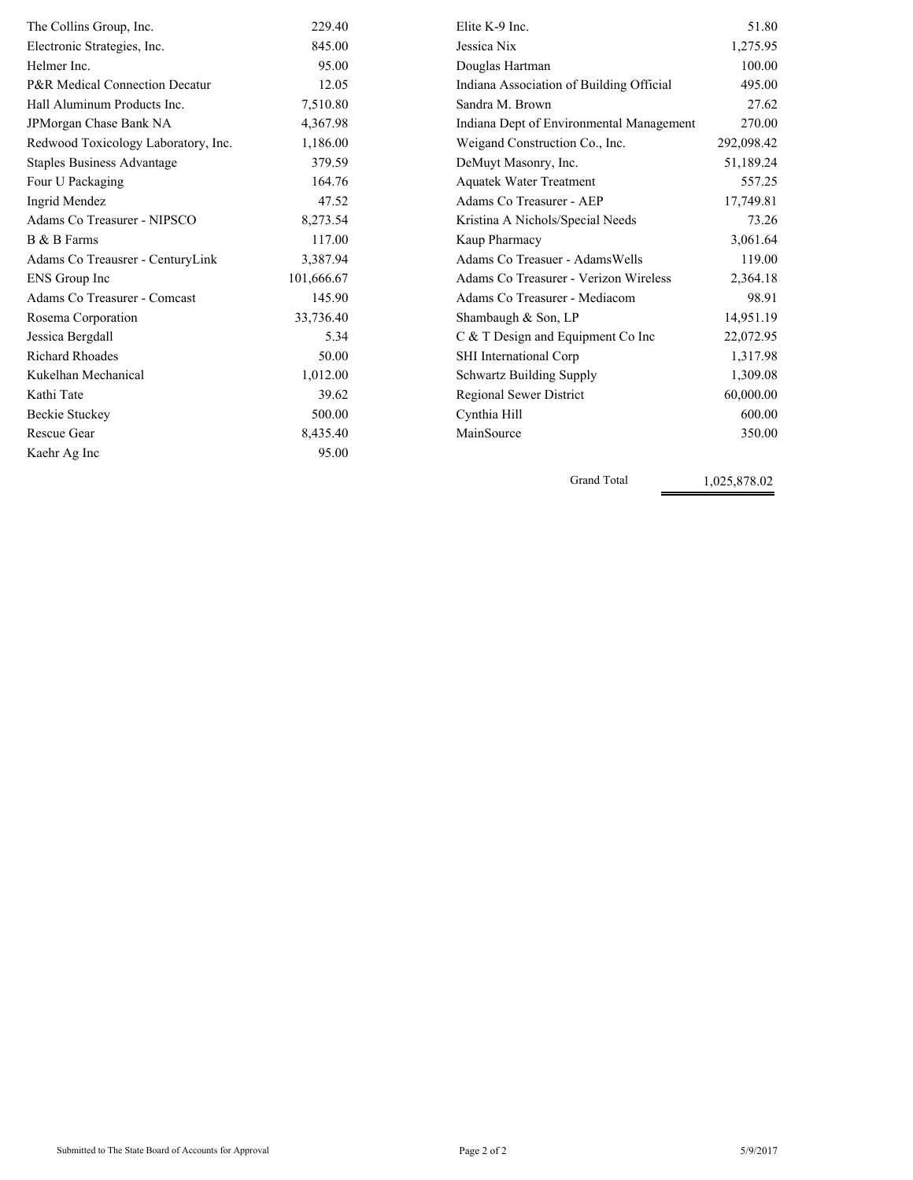| | |
|---|---|
| The Collins Group, Inc. | 229.40 |
| Electronic Strategies, Inc. | 845.00 |
| Helmer Inc. | 95.00 |
| P&R Medical Connection Decatur | 12.05 |
| Hall Aluminum Products Inc. | 7,510.80 |
| JPMorgan Chase Bank NA | 4,367.98 |
| Redwood Toxicology Laboratory, Inc. | 1,186.00 |
| Staples Business Advantage | 379.59 |
| Four U Packaging | 164.76 |
| Ingrid Mendez | 47.52 |
| Adams Co Treasurer - NIPSCO | 8,273.54 |
| B & B Farms | 117.00 |
| Adams Co Treausrer - CenturyLink | 3,387.94 |
| ENS Group Inc | 101,666.67 |
| Adams Co Treasurer - Comcast | 145.90 |
| Rosema Corporation | 33,736.40 |
| Jessica Bergdall | 5.34 |
| Richard Rhoades | 50.00 |
| Kukelhan Mechanical | 1,012.00 |
| Kathi Tate | 39.62 |
| Beckie Stuckey | 500.00 |
| Rescue Gear | 8,435.40 |
| Kaehr Ag Inc | 95.00 |
| Elite K-9 Inc. | 51.80 |
| Jessica Nix | 1,275.95 |
| Douglas Hartman | 100.00 |
| Indiana Association of Building Official | 495.00 |
| Sandra M. Brown | 27.62 |
| Indiana Dept of Environmental Management | 270.00 |
| Weigand Construction Co., Inc. | 292,098.42 |
| DeMuyt Masonry, Inc. | 51,189.24 |
| Aquatek Water Treatment | 557.25 |
| Adams Co Treasurer - AEP | 17,749.81 |
| Kristina A Nichols/Special Needs | 73.26 |
| Kaup Pharmacy | 3,061.64 |
| Adams Co Treasuer - AdamsWells | 119.00 |
| Adams Co Treasurer - Verizon Wireless | 2,364.18 |
| Adams Co Treasurer - Mediacom | 98.91 |
| Shambaugh & Son, LP | 14,951.19 |
| C & T Design and Equipment Co Inc | 22,072.95 |
| SHI International Corp | 1,317.98 |
| Schwartz Building Supply | 1,309.08 |
| Regional Sewer District | 60,000.00 |
| Cynthia Hill | 600.00 |
| MainSource | 350.00 |
| Grand Total | 1,025,878.02 |

Submitted to The State Board of Accounts for Approval

5/9/2017